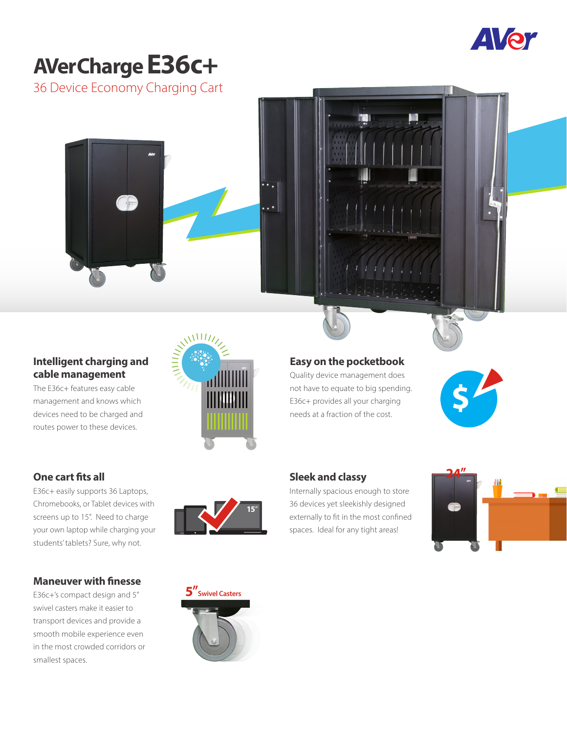# AVerCharge E36c+

## 36 Device Economy Charging Cart

### Intelligent charging and cable management

The E36c+ features easy cable management and knows which devices need to be charged and routes power to these devices.

### Easy on the pocketbook

Quality device management does not have to equate to big spending. E36c+ provides all your charging needs at a fraction of the cost.

### One cart fits all

E36c+ easily supports 36 Laptops, Chromebooks, or Tablet devices with screens up to 15". Need to charge your own laptop while charging your students' tablets? Sure, why not.

15"

### Sleek and classy

Internally spacious enough to store 36 devices yet sleekishly designed externally to fit in the most confined spaces. Ideal for any tight areas!

24"

### Maneuver with finesse

E36c+'s compact design and 5" swivel casters make it easier to transport devices and provide a smooth mobile experience even in the most crowded corridors or smallest spaces.

5" Swivel Casters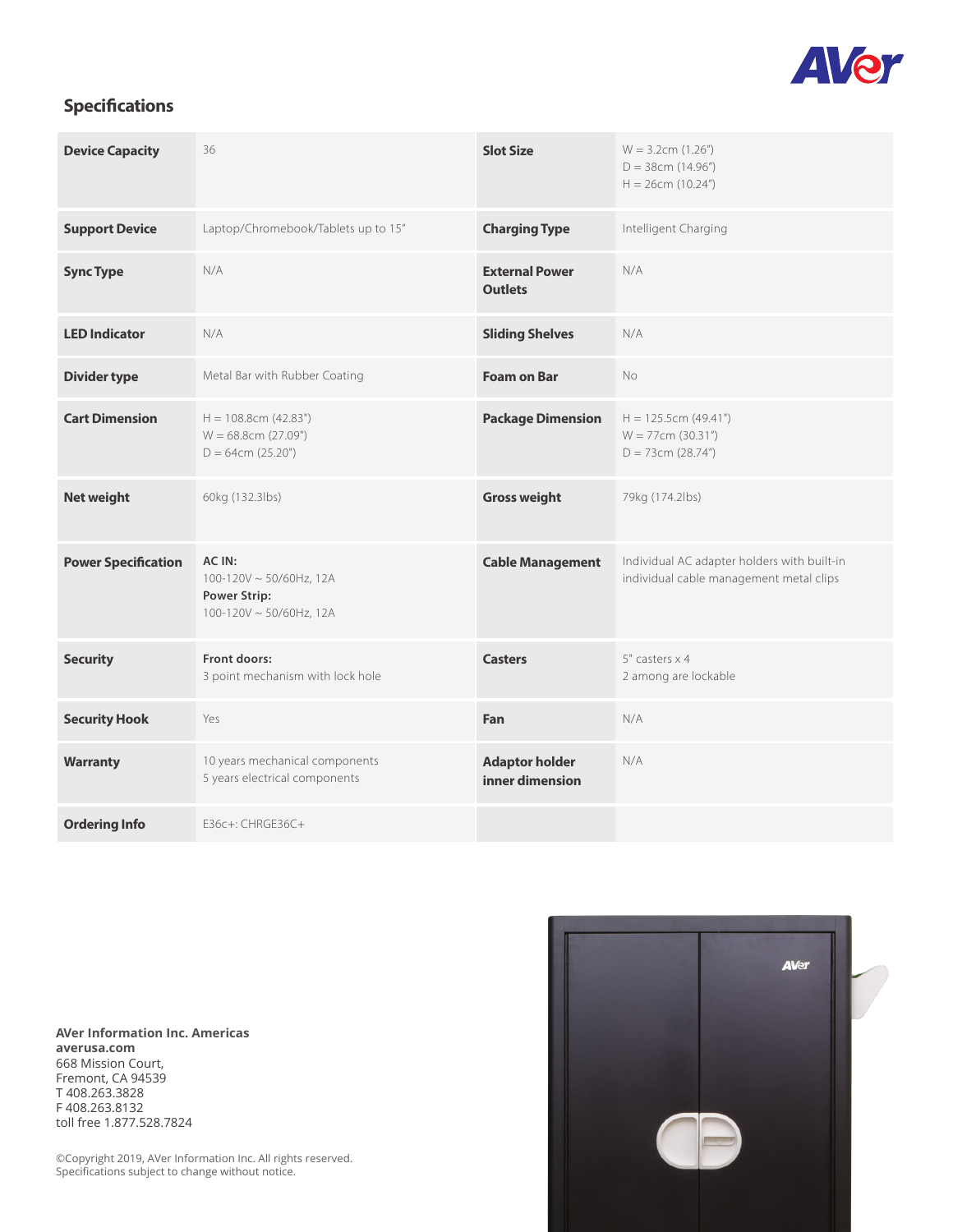## Specifications

| | | | |
|---|---|---|---|
| **Device Capacity** | 36 | **Slot Size** | W = 3.2cm (1.26")<br>D = 38cm (14.96")<br>H = 26cm (10.24") |
| **Support Device** | Laptop/Chromebook/Tablets up to 15" | **Charging Type** | Intelligent Charging |
| **Sync Type** | N/A | **External Power Outlets** | N/A |
| **LED Indicator** | N/A | **Sliding Shelves** | N/A |
| **Divider type** | Metal Bar with Rubber Coating | **Foam on Bar** | No |
| **Cart Dimension** | H = 108.8cm (42.83")<br>W = 68.8cm (27.09")<br>D = 64cm (25.20") | **Package Dimension** | H = 125.5cm (49.41")<br>W = 77cm (30.31")<br>D = 73cm (28.74") |
| **Net weight** | 60kg (132.3lbs) | **Gross weight** | 79kg (174.2lbs) |
| **Power Specification** | **AC IN:**<br>100-120V ~ 50/60Hz, 12A<br>**Power Strip:**<br>100-120V ~ 50/60Hz, 12A | **Cable Management** | Individual AC adapter holders with built-in individual cable management metal clips |
| **Security** | **Front doors:**<br>3 point mechanism with lock hole | **Casters** | 5" casters x 4<br>2 among are lockable |
| **Security Hook** | Yes | **Fan** | N/A |
| **Warranty** | 10 years mechanical components<br>5 years electrical components | **Adaptor holder inner dimension** | N/A |
| **Ordering Info** | E36c+: CHRGE36C+ | | |

**AVer Information Inc. Americas**
**averusa.com**
668 Mission Court,
Fremont, CA 94539
T 408.263.3828
F 408.263.8132
toll free 1.877.528.7824

©Copyright 2019, AVer Information Inc. All rights reserved.
Specifications subject to change without notice.